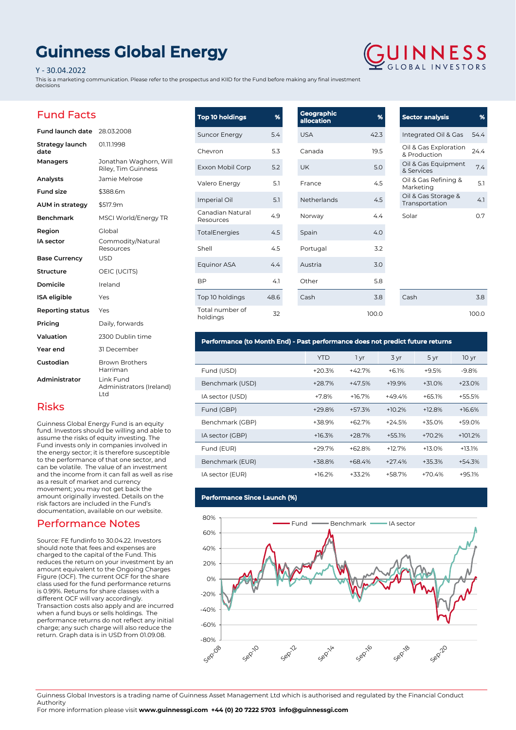# Guinness Global Energy

Y - 30.04.2022

This is a marketing communication. Please refer to the prospectus and KIID for the Fund before making any final investment decisions

GUINNESS GLOBAL INVESTORS

## Fund Facts

| | |
|---|---|
| **Fund launch date** | 28.03.2008 |
| **Strategy launch date** | 01.11.1998 |
| **Managers** | Jonathan Waghorn, Will Riley, Tim Guinness |
| **Analysts** | Jamie Melrose |
| **Fund size** | $388.6m |
| **AUM in strategy** | $517.9m |
| **Benchmark** | MSCI World/Energy TR |
| **Region** | Global |
| **IA sector** | Commodity/Natural Resources |
| **Base Currency** | USD |
| **Structure** | OEIC (UCITS) |
| **Domicile** | Ireland |
| **ISA eligible** | Yes |
| **Reporting status** | Yes |
| **Pricing** | Daily, forwards |
| **Valuation** | 2300 Dublin time |
| **Year end** | 31 December |
| **Custodian** | Brown Brothers Harriman |
| **Administrator** | Link Fund Administrators (Ireland) Ltd |

## Risks

Guinness Global Energy Fund is an equity fund. Investors should be willing and able to assume the risks of equity investing. The Fund invests only in companies involved in the energy sector; it is therefore susceptible to the performance of that one sector, and can be volatile. The value of an investment and the income from it can fall as well as rise as a result of market and currency movement; you may not get back the amount originally invested. Details on the risk factors are included in the Fund's documentation, available on our website.

## Performance Notes

Source: FE fundinfo to 30.04.22. Investors should note that fees and expenses are charged to the capital of the Fund. This reduces the return on your investment by an amount equivalent to the Ongoing Charges Figure (OCF). The current OCF for the share class used for the fund performance returns is 0.99%. Returns for share classes with a different OCF will vary accordingly. Transaction costs also apply and are incurred when a fund buys or sells holdings. The performance returns do not reflect any initial charge; any such charge will also reduce the return. Graph data is in USD from 01.09.08.

| Top 10 holdings | % |
|---|---|
| Suncor Energy | 5.4 |
| Chevron | 5.3 |
| Exxon Mobil Corp | 5.2 |
| Valero Energy | 5.1 |
| Imperial Oil | 5.1 |
| Canadian Natural Resources | 4.9 |
| TotalEnergies | 4.5 |
| Shell | 4.5 |
| Equinor ASA | 4.4 |
| BP | 4.1 |
| Top 10 holdings | 48.6 |
| Total number of holdings | 32 |

| Geographic allocation | % |
|---|---|
| USA | 42.3 |
| Canada | 19.5 |
| UK | 5.0 |
| France | 4.5 |
| Netherlands | 4.5 |
| Norway | 4.4 |
| Spain | 4.0 |
| Portugal | 3.2 |
| Austria | 3.0 |
| Other | 5.8 |
| Cash | 3.8 |
| | 100.0 |

| Sector analysis | % |
|---|---|
| Integrated Oil & Gas | 54.4 |
| Oil & Gas Exploration & Production | 24.4 |
| Oil & Gas Equipment & Services | 7.4 |
| Oil & Gas Refining & Marketing | 5.1 |
| Oil & Gas Storage & Transportation | 4.1 |
| Solar | 0.7 |
| Cash | 3.8 |
| | 100.0 |

## Performance (to Month End) - Past performance does not predict future returns

| | YTD | 1 yr | 3 yr | 5 yr | 10 yr |
|---|---|---|---|---|---|
| Fund (USD) | +20.3% | +42.7% | +6.1% | +9.5% | -9.8% |
| Benchmark (USD) | +28.7% | +47.5% | +19.9% | +31.0% | +23.0% |
| IA sector (USD) | +7.8% | +16.7% | +49.4% | +65.1% | +55.5% |
| Fund (GBP) | +29.8% | +57.3% | +10.2% | +12.8% | +16.6% |
| Benchmark (GBP) | +38.9% | +62.7% | +24.5% | +35.0% | +59.0% |
| IA sector (GBP) | +16.3% | +28.7% | +55.1% | +70.2% | +101.2% |
| Fund (EUR) | +29.7% | +62.8% | +12.7% | +13.0% | +13.1% |
| Benchmark (EUR) | +38.8% | +68.4% | +27.4% | +35.3% | +54.3% |
| IA sector (EUR) | +16.2% | +33.2% | +58.7% | +70.4% | +95.1% |

## Performance Since Launch (%)

Guinness Global Investors is a trading name of Guinness Asset Management Ltd which is authorised and regulated by the Financial Conduct Authority

For more information please visit **www.guinnessgi.com** **+44 (0) 20 7222 5703** **info@guinnessgi.com**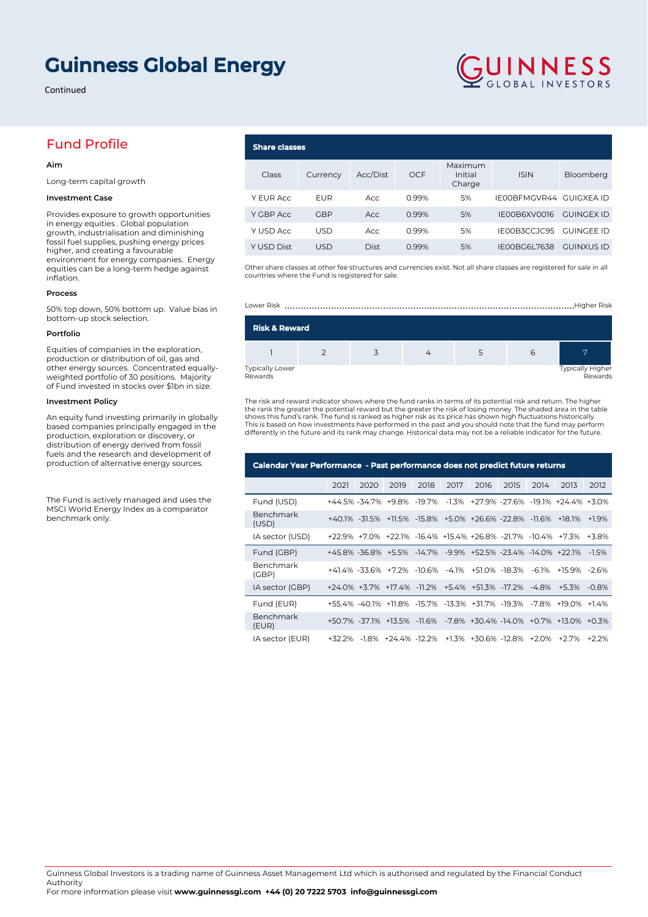# Guinness Global Energy

Continued

## Fund Profile

### Aim

Long-term capital growth

### Investment Case

Provides exposure to growth opportunities in energy equities . Global population growth, industrialisation and diminishing fossil fuel supplies, pushing energy prices higher, and creating a favourable environment for energy companies. Energy equities can be a long-term hedge against inflation.

### Process

50% top down, 50% bottom up. Value bias in bottom-up stock selection.

### Portfolio

Equities of companies in the exploration, production or distribution of oil, gas and other energy sources. Concentrated equally-weighted portfolio of 30 positions. Majority of Fund invested in stocks over $1bn in size.

### Investment Policy

An equity fund investing primarily in globally based companies principally engaged in the production, exploration or discovery, or distribution of energy derived from fossil fuels and the research and development of production of alternative energy sources.

The Fund is actively managed and uses the MSCI World Energy Index as a comparator benchmark only.

## Share classes

| Class | Currency | Acc/Dist | OCF | Maximum Initial Charge | ISIN | Bloomberg |
|---|---|---|---|---|---|---|
| Y EUR Acc | EUR | Acc | 0.99% | 5% | IE00BFMGVR44 | GUIGXEA ID |
| Y GBP Acc | GBP | Acc | 0.99% | 5% | IE00B6XV0016 | GUINGEX ID |
| Y USD Acc | USD | Acc | 0.99% | 5% | IE00B3CCJC95 | GUINGEE ID |
| Y USD Dist | USD | Dist | 0.99% | 5% | IE00BG6L7638 | GUINXUS ID |

Other share classes at other fee structures and currencies exist. Not all share classes are registered for sale in all countries where the Fund is registered for sale.

## Risk & Reward

Lower Risk ........ Higher Risk

| 1 | 2 | 3 | 4 | 5 | 6 | 7 |
|---|---|---|---|---|---|---|

Typically Lower Rewards — Typically Higher Rewards

The risk and reward indicator shows where the fund ranks in terms of its potential risk and return. The higher the rank the greater the potential reward but the greater the risk of losing money. The shaded area in the table shows this fund's rank. The fund is ranked as higher risk as its price has shown high fluctuations historically. This is based on how investments have performed in the past and you should note that the fund may perform differently in the future and its rank may change. Historical data may not be a reliable indicator for the future.

## Calendar Year Performance - Past performance does not predict future returns

| | 2021 | 2020 | 2019 | 2018 | 2017 | 2016 | 2015 | 2014 | 2013 | 2012 |
|---|---|---|---|---|---|---|---|---|---|---|
| Fund (USD) | +44.5% | -34.7% | +9.8% | -19.7% | -1.3% | +27.9% | -27.6% | -19.1% | +24.4% | +3.0% |
| Benchmark (USD) | +40.1% | -31.5% | +11.5% | -15.8% | +5.0% | +26.6% | -22.8% | -11.6% | +18.1% | +1.9% |
| IA sector (USD) | +22.9% | +7.0% | +22.1% | -16.4% | +15.4% | +26.8% | -21.7% | -10.4% | +7.3% | +3.8% |
| Fund (GBP) | +45.8% | -36.8% | +5.5% | -14.7% | -9.9% | +52.5% | -23.4% | -14.0% | +22.1% | -1.5% |
| Benchmark (GBP) | +41.4% | -33.6% | +7.2% | -10.6% | -4.1% | +51.0% | -18.3% | -6.1% | +15.9% | -2.6% |
| IA sector (GBP) | +24.0% | +3.7% | +17.4% | -11.2% | +5.4% | +51.3% | -17.2% | -4.8% | +5.3% | -0.8% |
| Fund (EUR) | +55.4% | -40.1% | +11.8% | -15.7% | -13.3% | +31.7% | -19.3% | -7.8% | +19.0% | +1.4% |
| Benchmark (EUR) | +50.7% | -37.1% | +13.5% | -11.6% | -7.8% | +30.4% | -14.0% | +0.7% | +13.0% | +0.3% |
| IA sector (EUR) | +32.2% | -1.8% | +24.4% | -12.2% | +1.3% | +30.6% | -12.8% | +2.0% | +2.7% | +2.2% |

Guinness Global Investors is a trading name of Guinness Asset Management Ltd which is authorised and regulated by the Financial Conduct Authority

For more information please visit **www.guinnessgi.com +44 (0) 20 7222 5703 info@guinnessgi.com**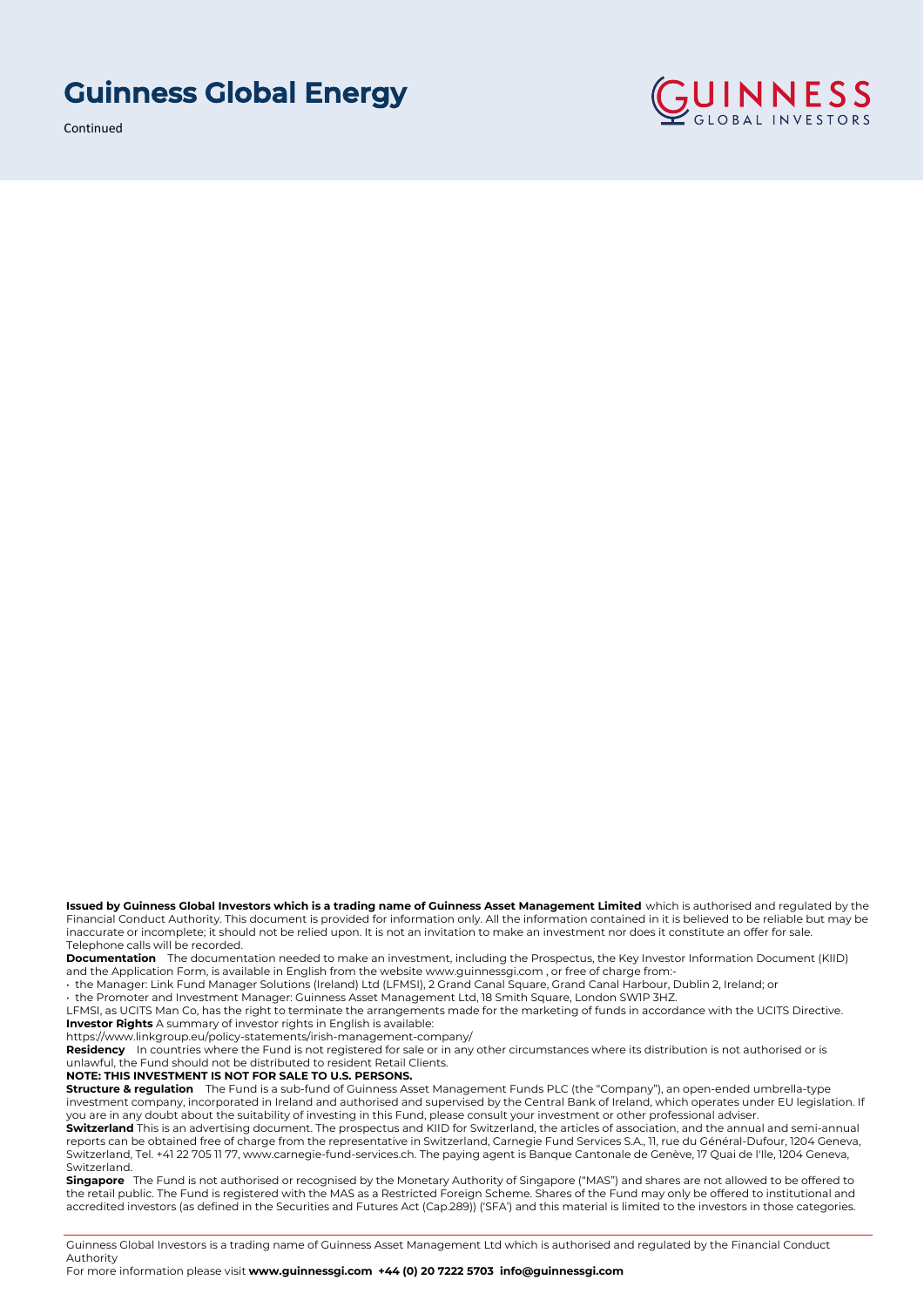# Guinness Global Energy

Continued

**Issued by Guinness Global Investors which is a trading name of Guinness Asset Management Limited** which is authorised and regulated by the Financial Conduct Authority. This document is provided for information only. All the information contained in it is believed to be reliable but may be inaccurate or incomplete; it should not be relied upon. It is not an invitation to make an investment nor does it constitute an offer for sale. Telephone calls will be recorded.

**Documentation** The documentation needed to make an investment, including the Prospectus, the Key Investor Information Document (KIID) and the Application Form, is available in English from the website www.guinnessgi.com , or free of charge from:-

- the Manager: Link Fund Manager Solutions (Ireland) Ltd (LFMSI), 2 Grand Canal Square, Grand Canal Harbour, Dublin 2, Ireland; or
- the Promoter and Investment Manager: Guinness Asset Management Ltd, 18 Smith Square, London SW1P 3HZ.

LFMSI, as UCITS Man Co, has the right to terminate the arrangements made for the marketing of funds in accordance with the UCITS Directive.

**Investor Rights** A summary of investor rights in English is available:

https://www.linkgroup.eu/policy-statements/irish-management-company/

**Residency** In countries where the Fund is not registered for sale or in any other circumstances where its distribution is not authorised or is unlawful, the Fund should not be distributed to resident Retail Clients.

**NOTE: THIS INVESTMENT IS NOT FOR SALE TO U.S. PERSONS.**

**Structure & regulation** The Fund is a sub-fund of Guinness Asset Management Funds PLC (the "Company"), an open-ended umbrella-type investment company, incorporated in Ireland and authorised and supervised by the Central Bank of Ireland, which operates under EU legislation. If you are in any doubt about the suitability of investing in this Fund, please consult your investment or other professional adviser.

**Switzerland** This is an advertising document. The prospectus and KIID for Switzerland, the articles of association, and the annual and semi-annual reports can be obtained free of charge from the representative in Switzerland, Carnegie Fund Services S.A., 11, rue du Général-Dufour, 1204 Geneva, Switzerland, Tel. +41 22 705 11 77, www.carnegie-fund-services.ch. The paying agent is Banque Cantonale de Genève, 17 Quai de l'Ile, 1204 Geneva, Switzerland.

**Singapore** The Fund is not authorised or recognised by the Monetary Authority of Singapore ("MAS") and shares are not allowed to be offered to the retail public. The Fund is registered with the MAS as a Restricted Foreign Scheme. Shares of the Fund may only be offered to institutional and accredited investors (as defined in the Securities and Futures Act (Cap.289)) ('SFA') and this material is limited to the investors in those categories.

Guinness Global Investors is a trading name of Guinness Asset Management Ltd which is authorised and regulated by the Financial Conduct Authority

For more information please visit **www.guinnessgi.com +44 (0) 20 7222 5703 info@guinnessgi.com**